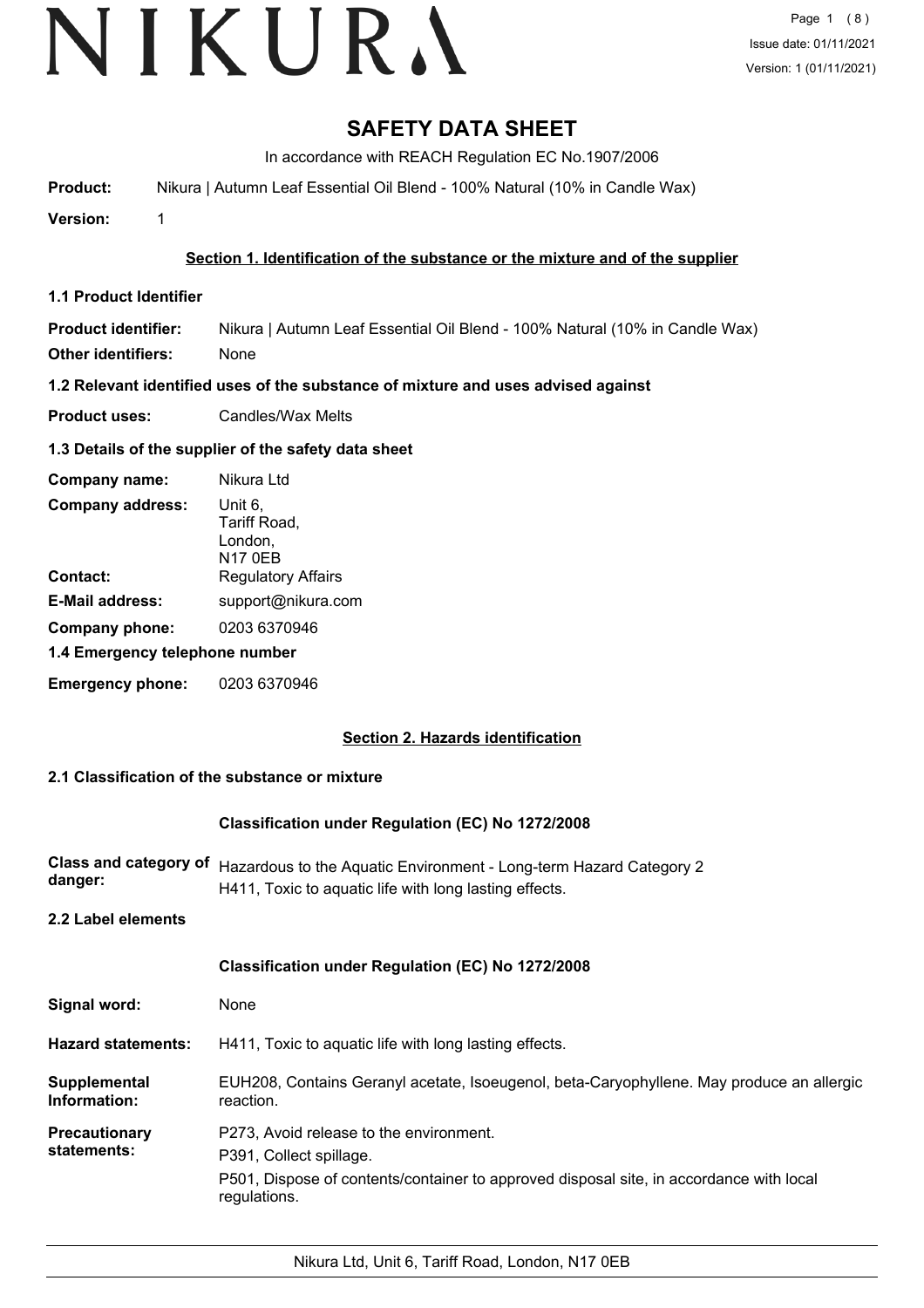# SAFETY DATA SHEET

In accordance with REACH Regulation EC No.1907/2006

**Product:** Nikura | Autumn Leaf Essential Oil Blend - 100% Natural (10% in Candle Wax)

**Version:** 1

## Section 1. Identification of the substance or the mixture and of the supplier

### 1.1 Product Identifier

**Product identifier:** Nikura | Autumn Leaf Essential Oil Blend - 100% Natural (10% in Candle Wax)

**Other identifiers:** None

### 1.2 Relevant identified uses of the substance of mixture and uses advised against

**Product uses:** Candles/Wax Melts

### 1.3 Details of the supplier of the safety data sheet

**Company name:** Nikura Ltd

**Company address:** Unit 6,
Tariff Road,
London,
N17 0EB

**Contact:** Regulatory Affairs

**E-Mail address:** support@nikura.com

**Company phone:** 0203 6370946

### 1.4 Emergency telephone number

**Emergency phone:** 0203 6370946

## Section 2. Hazards identification

### 2.1 Classification of the substance or mixture

**Classification under Regulation (EC) No 1272/2008**

**Class and category of danger:** Hazardous to the Aquatic Environment - Long-term Hazard Category 2
H411, Toxic to aquatic life with long lasting effects.

### 2.2 Label elements

**Classification under Regulation (EC) No 1272/2008**

**Signal word:** None

**Hazard statements:** H411, Toxic to aquatic life with long lasting effects.

**Supplemental Information:** EUH208, Contains Geranyl acetate, Isoeugenol, beta-Caryophyllene. May produce an allergic reaction.

**Precautionary statements:** P273, Avoid release to the environment.
P391, Collect spillage.
P501, Dispose of contents/container to approved disposal site, in accordance with local regulations.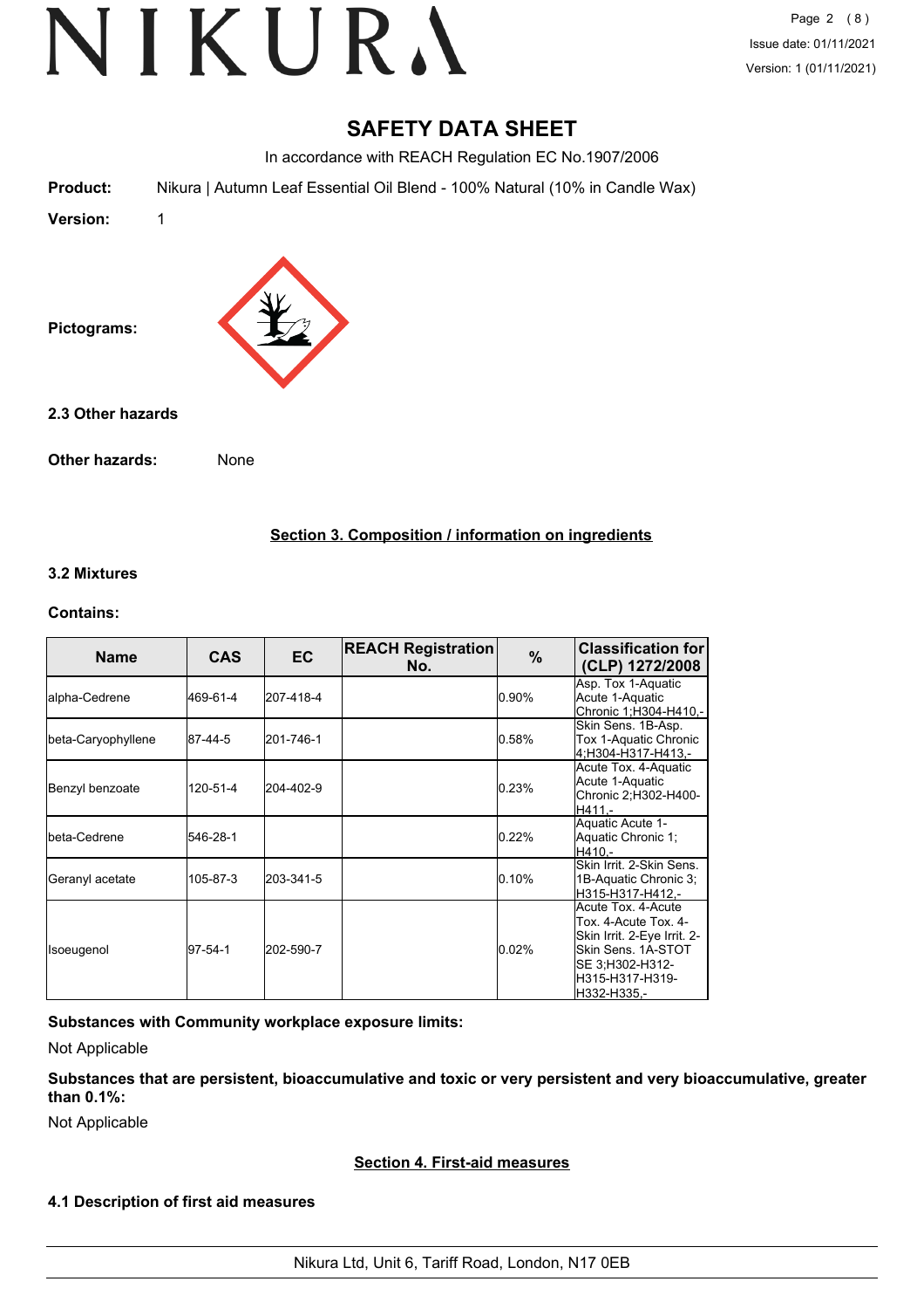# SAFETY DATA SHEET

In accordance with REACH Regulation EC No.1907/2006

**Product:** Nikura | Autumn Leaf Essential Oil Blend - 100% Natural (10% in Candle Wax)

**Version:** 1

**Pictograms:**

### 2.3 Other hazards

**Other hazards:** None

## Section 3. Composition / information on ingredients

### 3.2 Mixtures

**Contains:**

| Name | CAS | EC | REACH Registration No. | % | Classification for (CLP) 1272/2008 |
|---|---|---|---|---|---|
| alpha-Cedrene | 469-61-4 | 207-418-4 | | 0.90% | Asp. Tox 1-Aquatic Acute 1-Aquatic Chronic 1;H304-H410,- |
| beta-Caryophyllene | 87-44-5 | 201-746-1 | | 0.58% | Skin Sens. 1B-Asp. Tox 1-Aquatic Chronic 4;H304-H317-H413,- |
| Benzyl benzoate | 120-51-4 | 204-402-9 | | 0.23% | Acute Tox. 4-Aquatic Acute 1-Aquatic Chronic 2;H302-H400-H411,- |
| beta-Cedrene | 546-28-1 | | | 0.22% | Aquatic Acute 1-Aquatic Chronic 1;H410,- |
| Geranyl acetate | 105-87-3 | 203-341-5 | | 0.10% | Skin Irrit. 2-Skin Sens. 1B-Aquatic Chronic 3;H315-H317-H412,- |
| Isoeugenol | 97-54-1 | 202-590-7 | | 0.02% | Acute Tox. 4-Acute Tox. 4-Acute Tox. 4-Skin Irrit. 2-Eye Irrit. 2-Skin Sens. 1A-STOT SE 3;H302-H312-H315-H317-H319-H332-H335,- |

**Substances with Community workplace exposure limits:**

Not Applicable

**Substances that are persistent, bioaccumulative and toxic or very persistent and very bioaccumulative, greater than 0.1%:**

Not Applicable

## Section 4. First-aid measures

### 4.1 Description of first aid measures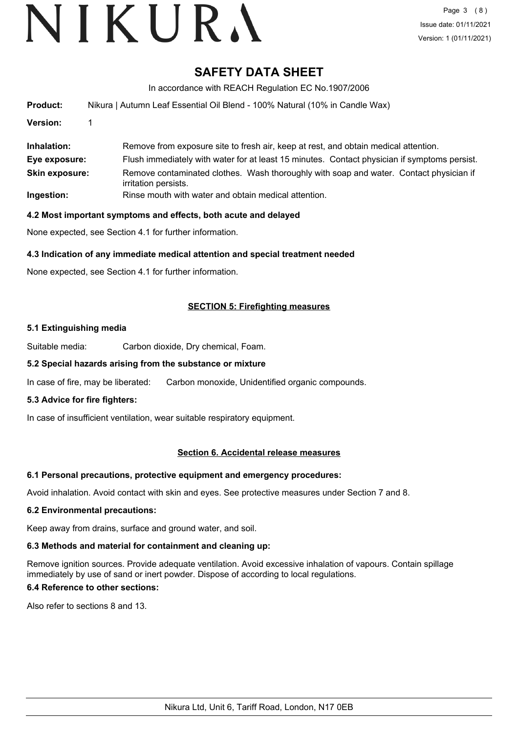# SAFETY DATA SHEET

In accordance with REACH Regulation EC No.1907/2006

**Product:** Nikura | Autumn Leaf Essential Oil Blend - 100% Natural (10% in Candle Wax)

**Version:** 1

| | |
|---|---|
| **Inhalation:** | Remove from exposure site to fresh air, keep at rest, and obtain medical attention. |
| **Eye exposure:** | Flush immediately with water for at least 15 minutes. Contact physician if symptoms persist. |
| **Skin exposure:** | Remove contaminated clothes. Wash thoroughly with soap and water. Contact physician if irritation persists. |
| **Ingestion:** | Rinse mouth with water and obtain medical attention. |

### 4.2 Most important symptoms and effects, both acute and delayed

None expected, see Section 4.1 for further information.

### 4.3 Indication of any immediate medical attention and special treatment needed

None expected, see Section 4.1 for further information.

## SECTION 5: Firefighting measures

### 5.1 Extinguishing media

Suitable media: Carbon dioxide, Dry chemical, Foam.

### 5.2 Special hazards arising from the substance or mixture

In case of fire, may be liberated: Carbon monoxide, Unidentified organic compounds.

### 5.3 Advice for fire fighters:

In case of insufficient ventilation, wear suitable respiratory equipment.

## Section 6. Accidental release measures

### 6.1 Personal precautions, protective equipment and emergency procedures:

Avoid inhalation. Avoid contact with skin and eyes. See protective measures under Section 7 and 8.

### 6.2 Environmental precautions:

Keep away from drains, surface and ground water, and soil.

### 6.3 Methods and material for containment and cleaning up:

Remove ignition sources. Provide adequate ventilation. Avoid excessive inhalation of vapours. Contain spillage immediately by use of sand or inert powder. Dispose of according to local regulations.

### 6.4 Reference to other sections:

Also refer to sections 8 and 13.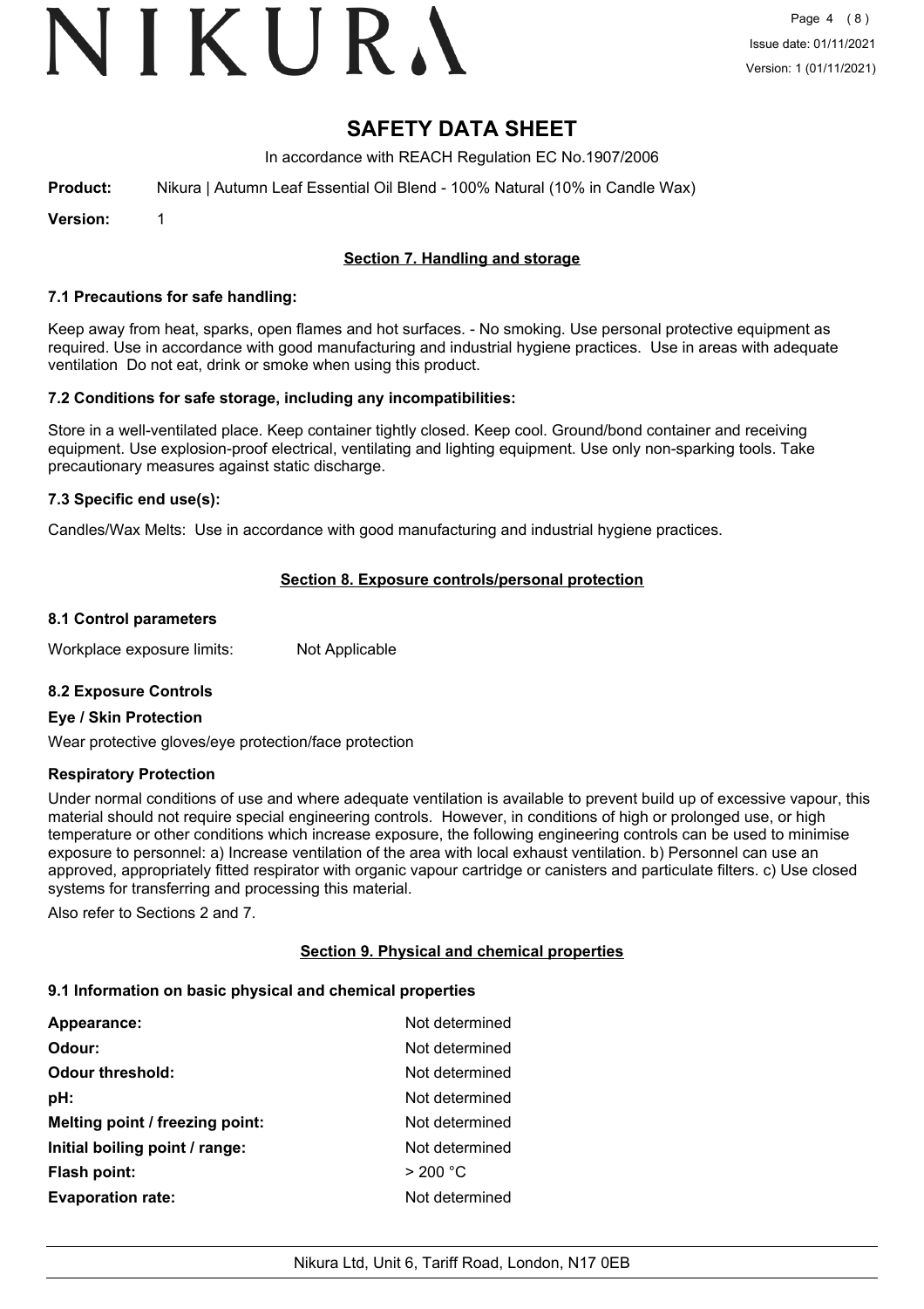# SAFETY DATA SHEET

In accordance with REACH Regulation EC No.1907/2006

**Product:** Nikura | Autumn Leaf Essential Oil Blend - 100% Natural (10% in Candle Wax)

**Version:** 1

## Section 7. Handling and storage

### 7.1 Precautions for safe handling:

Keep away from heat, sparks, open flames and hot surfaces. - No smoking. Use personal protective equipment as required. Use in accordance with good manufacturing and industrial hygiene practices. Use in areas with adequate ventilation Do not eat, drink or smoke when using this product.

### 7.2 Conditions for safe storage, including any incompatibilities:

Store in a well-ventilated place. Keep container tightly closed. Keep cool. Ground/bond container and receiving equipment. Use explosion-proof electrical, ventilating and lighting equipment. Use only non-sparking tools. Take precautionary measures against static discharge.

### 7.3 Specific end use(s):

Candles/Wax Melts: Use in accordance with good manufacturing and industrial hygiene practices.

## Section 8. Exposure controls/personal protection

### 8.1 Control parameters

Workplace exposure limits: Not Applicable

### 8.2 Exposure Controls

**Eye / Skin Protection**

Wear protective gloves/eye protection/face protection

**Respiratory Protection**

Under normal conditions of use and where adequate ventilation is available to prevent build up of excessive vapour, this material should not require special engineering controls. However, in conditions of high or prolonged use, or high temperature or other conditions which increase exposure, the following engineering controls can be used to minimise exposure to personnel: a) Increase ventilation of the area with local exhaust ventilation. b) Personnel can use an approved, appropriately fitted respirator with organic vapour cartridge or canisters and particulate filters. c) Use closed systems for transferring and processing this material.

Also refer to Sections 2 and 7.

## Section 9. Physical and chemical properties

### 9.1 Information on basic physical and chemical properties

| | |
|---|---|
| **Appearance:** | Not determined |
| **Odour:** | Not determined |
| **Odour threshold:** | Not determined |
| **pH:** | Not determined |
| **Melting point / freezing point:** | Not determined |
| **Initial boiling point / range:** | Not determined |
| **Flash point:** | > 200 °C |
| **Evaporation rate:** | Not determined |

Nikura Ltd, Unit 6, Tariff Road, London, N17 0EB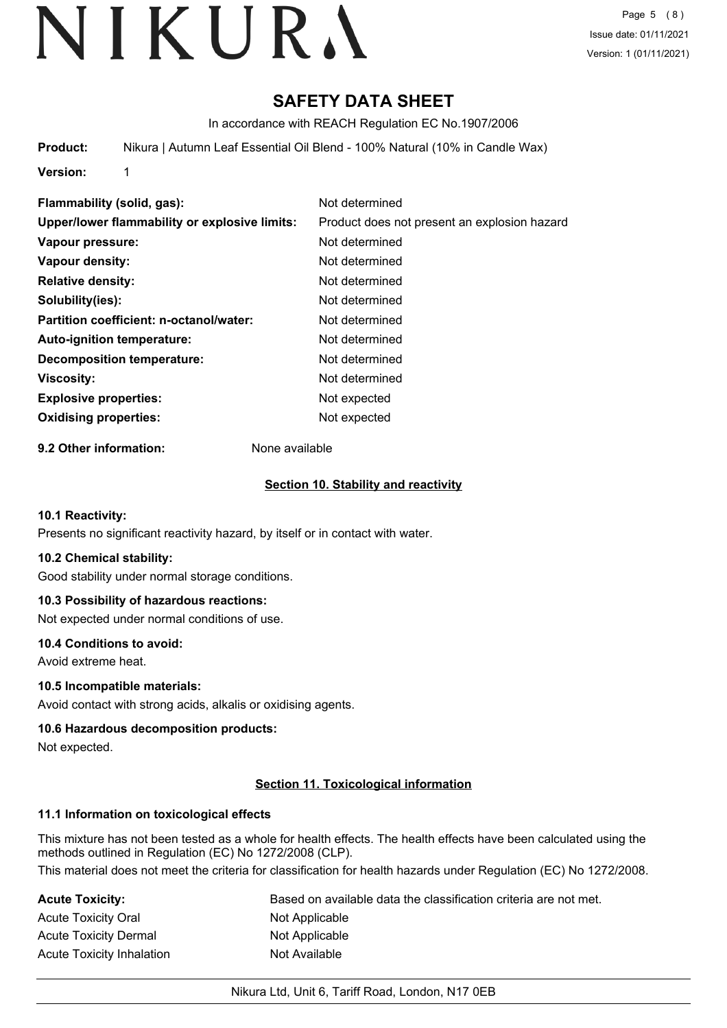# SAFETY DATA SHEET

In accordance with REACH Regulation EC No.1907/2006

**Product:** Nikura | Autumn Leaf Essential Oil Blend - 100% Natural (10% in Candle Wax)

**Version:** 1

| | |
|---|---|
| **Flammability (solid, gas):** | Not determined |
| **Upper/lower flammability or explosive limits:** | Product does not present an explosion hazard |
| **Vapour pressure:** | Not determined |
| **Vapour density:** | Not determined |
| **Relative density:** | Not determined |
| **Solubility(ies):** | Not determined |
| **Partition coefficient: n-octanol/water:** | Not determined |
| **Auto-ignition temperature:** | Not determined |
| **Decomposition temperature:** | Not determined |
| **Viscosity:** | Not determined |
| **Explosive properties:** | Not expected |
| **Oxidising properties:** | Not expected |

**9.2 Other information:** None available

## Section 10. Stability and reactivity

### 10.1 Reactivity:

Presents no significant reactivity hazard, by itself or in contact with water.

### 10.2 Chemical stability:

Good stability under normal storage conditions.

### 10.3 Possibility of hazardous reactions:

Not expected under normal conditions of use.

### 10.4 Conditions to avoid:

Avoid extreme heat.

### 10.5 Incompatible materials:

Avoid contact with strong acids, alkalis or oxidising agents.

### 10.6 Hazardous decomposition products:

Not expected.

## Section 11. Toxicological information

### 11.1 Information on toxicological effects

This mixture has not been tested as a whole for health effects. The health effects have been calculated using the methods outlined in Regulation (EC) No 1272/2008 (CLP).

This material does not meet the criteria for classification for health hazards under Regulation (EC) No 1272/2008.

| | |
|---|---|
| **Acute Toxicity:** | Based on available data the classification criteria are not met. |
| Acute Toxicity Oral | Not Applicable |
| Acute Toxicity Dermal | Not Applicable |
| Acute Toxicity Inhalation | Not Available |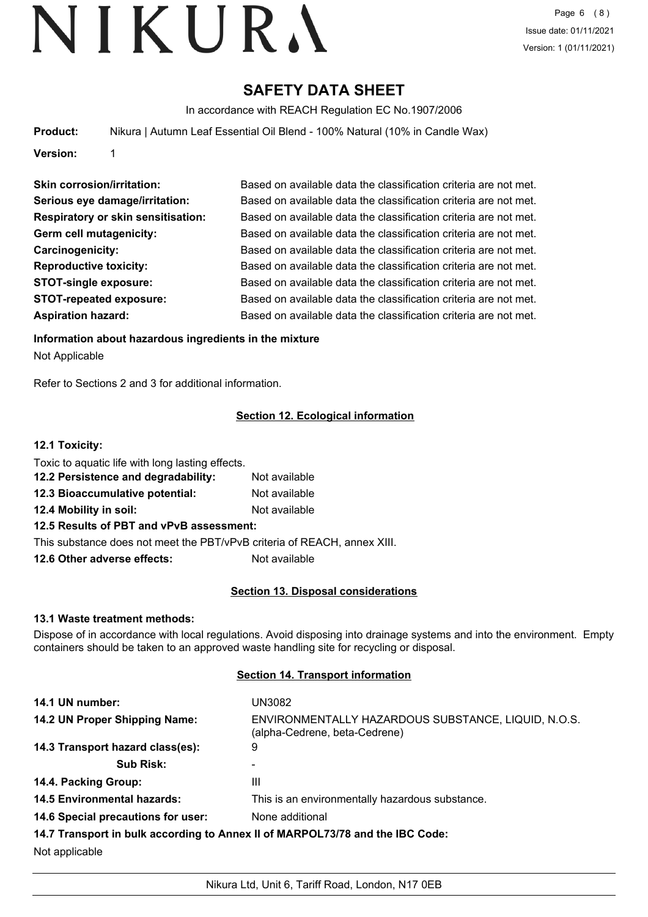# SAFETY DATA SHEET

In accordance with REACH Regulation EC No.1907/2006

**Product:** Nikura | Autumn Leaf Essential Oil Blend - 100% Natural (10% in Candle Wax)

**Version:** 1

| | |
|---|---|
| **Skin corrosion/irritation:** | Based on available data the classification criteria are not met. |
| **Serious eye damage/irritation:** | Based on available data the classification criteria are not met. |
| **Respiratory or skin sensitisation:** | Based on available data the classification criteria are not met. |
| **Germ cell mutagenicity:** | Based on available data the classification criteria are not met. |
| **Carcinogenicity:** | Based on available data the classification criteria are not met. |
| **Reproductive toxicity:** | Based on available data the classification criteria are not met. |
| **STOT-single exposure:** | Based on available data the classification criteria are not met. |
| **STOT-repeated exposure:** | Based on available data the classification criteria are not met. |
| **Aspiration hazard:** | Based on available data the classification criteria are not met. |

**Information about hazardous ingredients in the mixture**

Not Applicable

Refer to Sections 2 and 3 for additional information.

## Section 12. Ecological information

**12.1 Toxicity:**

Toxic to aquatic life with long lasting effects.

**12.2 Persistence and degradability:** Not available

**12.3 Bioaccumulative potential:** Not available

**12.4 Mobility in soil:** Not available

**12.5 Results of PBT and vPvB assessment:**

This substance does not meet the PBT/vPvB criteria of REACH, annex XIII.

**12.6 Other adverse effects:** Not available

## Section 13. Disposal considerations

**13.1 Waste treatment methods:**

Dispose of in accordance with local regulations. Avoid disposing into drainage systems and into the environment. Empty containers should be taken to an approved waste handling site for recycling or disposal.

## Section 14. Transport information

| | |
|---|---|
| **14.1 UN number:** | UN3082 |
| **14.2 UN Proper Shipping Name:** | ENVIRONMENTALLY HAZARDOUS SUBSTANCE, LIQUID, N.O.S. (alpha-Cedrene, beta-Cedrene) |
| **14.3 Transport hazard class(es):** | 9 |
| **Sub Risk:** | - |
| **14.4. Packing Group:** | III |
| **14.5 Environmental hazards:** | This is an environmentally hazardous substance. |
| **14.6 Special precautions for user:** | None additional |

**14.7 Transport in bulk according to Annex II of MARPOL73/78 and the IBC Code:**

Not applicable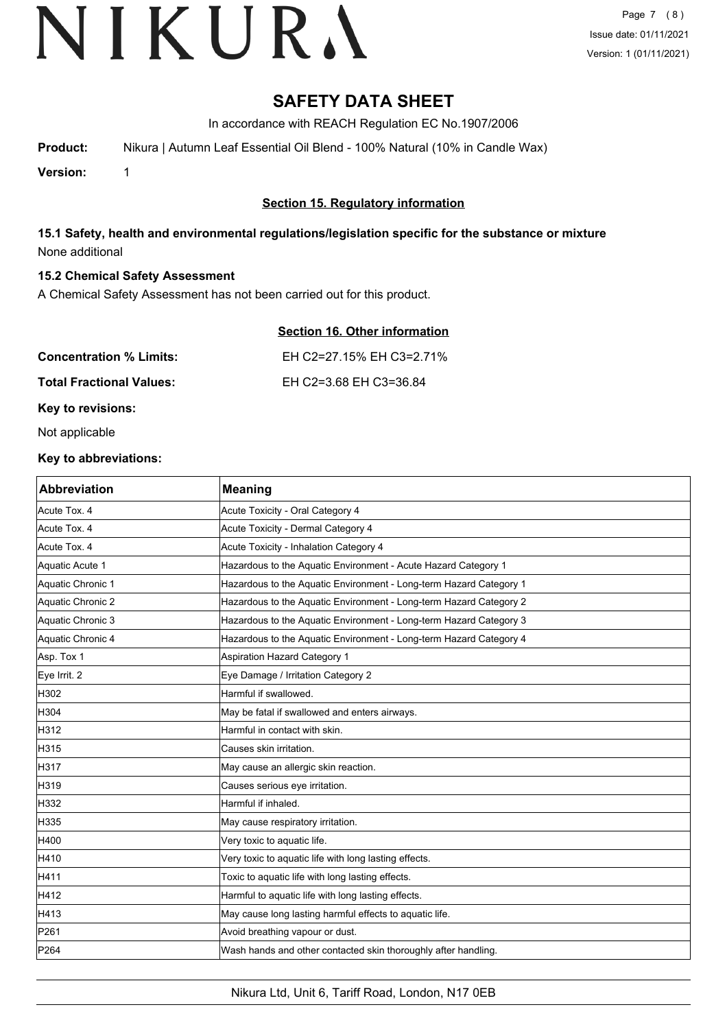# SAFETY DATA SHEET

In accordance with REACH Regulation EC No.1907/2006

**Product:** Nikura | Autumn Leaf Essential Oil Blend - 100% Natural (10% in Candle Wax)

**Version:** 1

## Section 15. Regulatory information

### 15.1 Safety, health and environmental regulations/legislation specific for the substance or mixture

None additional

### 15.2 Chemical Safety Assessment

A Chemical Safety Assessment has not been carried out for this product.

## Section 16. Other information

**Concentration % Limits:** EH C2=27.15% EH C3=2.71%

**Total Fractional Values:** EH C2=3.68 EH C3=36.84

**Key to revisions:**

Not applicable

**Key to abbreviations:**

| Abbreviation | Meaning |
| --- | --- |
| Acute Tox. 4 | Acute Toxicity - Oral Category 4 |
| Acute Tox. 4 | Acute Toxicity - Dermal Category 4 |
| Acute Tox. 4 | Acute Toxicity - Inhalation Category 4 |
| Aquatic Acute 1 | Hazardous to the Aquatic Environment - Acute Hazard Category 1 |
| Aquatic Chronic 1 | Hazardous to the Aquatic Environment - Long-term Hazard Category 1 |
| Aquatic Chronic 2 | Hazardous to the Aquatic Environment - Long-term Hazard Category 2 |
| Aquatic Chronic 3 | Hazardous to the Aquatic Environment - Long-term Hazard Category 3 |
| Aquatic Chronic 4 | Hazardous to the Aquatic Environment - Long-term Hazard Category 4 |
| Asp. Tox 1 | Aspiration Hazard Category 1 |
| Eye Irrit. 2 | Eye Damage / Irritation Category 2 |
| H302 | Harmful if swallowed. |
| H304 | May be fatal if swallowed and enters airways. |
| H312 | Harmful in contact with skin. |
| H315 | Causes skin irritation. |
| H317 | May cause an allergic skin reaction. |
| H319 | Causes serious eye irritation. |
| H332 | Harmful if inhaled. |
| H335 | May cause respiratory irritation. |
| H400 | Very toxic to aquatic life. |
| H410 | Very toxic to aquatic life with long lasting effects. |
| H411 | Toxic to aquatic life with long lasting effects. |
| H412 | Harmful to aquatic life with long lasting effects. |
| H413 | May cause long lasting harmful effects to aquatic life. |
| P261 | Avoid breathing vapour or dust. |
| P264 | Wash hands and other contacted skin thoroughly after handling. |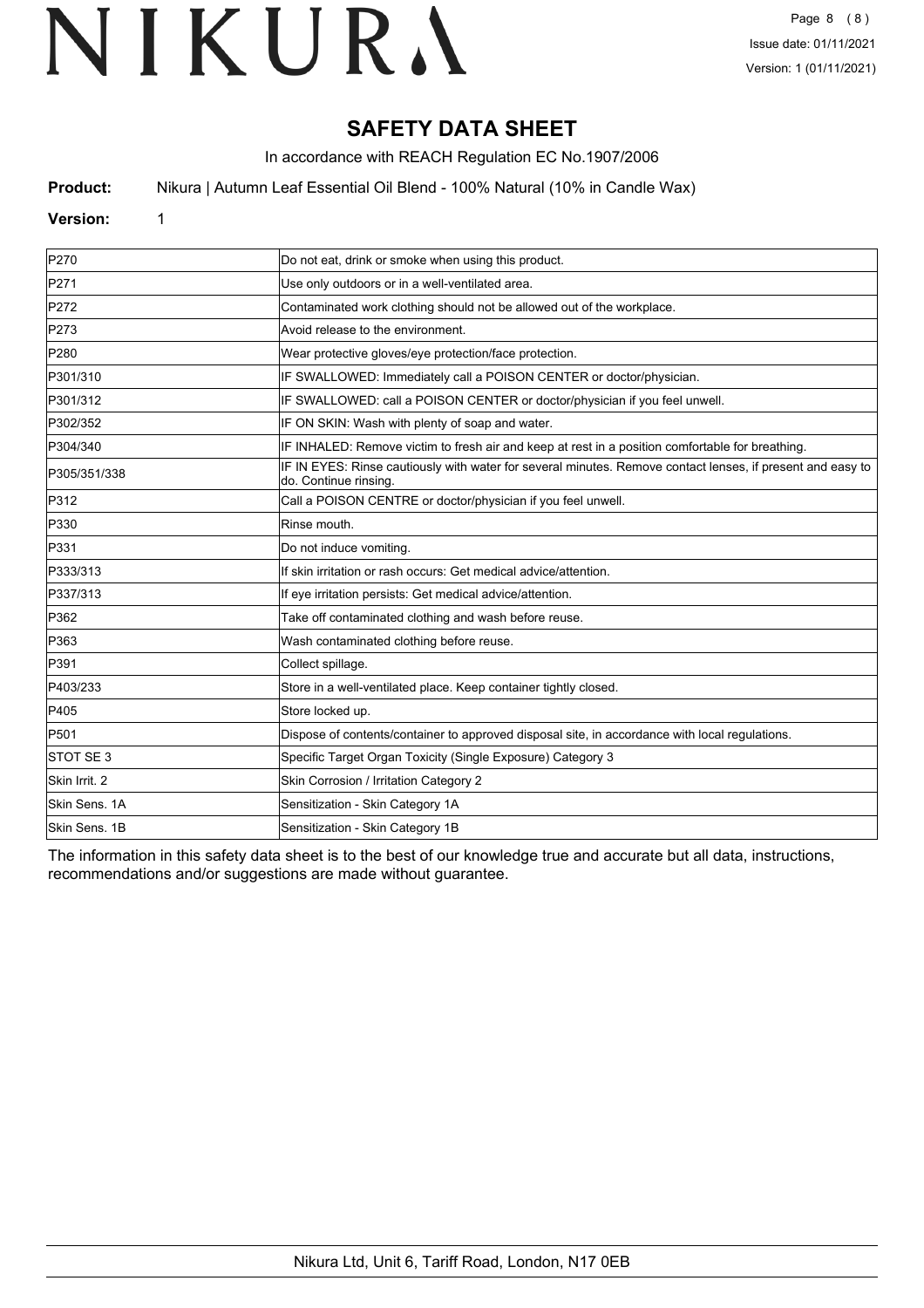# SAFETY DATA SHEET

In accordance with REACH Regulation EC No.1907/2006

**Product:** Nikura | Autumn Leaf Essential Oil Blend - 100% Natural (10% in Candle Wax)

**Version:** 1

| | |
|---|---|
| P270 | Do not eat, drink or smoke when using this product. |
| P271 | Use only outdoors or in a well-ventilated area. |
| P272 | Contaminated work clothing should not be allowed out of the workplace. |
| P273 | Avoid release to the environment. |
| P280 | Wear protective gloves/eye protection/face protection. |
| P301/310 | IF SWALLOWED: Immediately call a POISON CENTER or doctor/physician. |
| P301/312 | IF SWALLOWED: call a POISON CENTER or doctor/physician if you feel unwell. |
| P302/352 | IF ON SKIN: Wash with plenty of soap and water. |
| P304/340 | IF INHALED: Remove victim to fresh air and keep at rest in a position comfortable for breathing. |
| P305/351/338 | IF IN EYES: Rinse cautiously with water for several minutes. Remove contact lenses, if present and easy to do. Continue rinsing. |
| P312 | Call a POISON CENTRE or doctor/physician if you feel unwell. |
| P330 | Rinse mouth. |
| P331 | Do not induce vomiting. |
| P333/313 | If skin irritation or rash occurs: Get medical advice/attention. |
| P337/313 | If eye irritation persists: Get medical advice/attention. |
| P362 | Take off contaminated clothing and wash before reuse. |
| P363 | Wash contaminated clothing before reuse. |
| P391 | Collect spillage. |
| P403/233 | Store in a well-ventilated place. Keep container tightly closed. |
| P405 | Store locked up. |
| P501 | Dispose of contents/container to approved disposal site, in accordance with local regulations. |
| STOT SE 3 | Specific Target Organ Toxicity (Single Exposure) Category 3 |
| Skin Irrit. 2 | Skin Corrosion / Irritation Category 2 |
| Skin Sens. 1A | Sensitization - Skin Category 1A |
| Skin Sens. 1B | Sensitization - Skin Category 1B |

The information in this safety data sheet is to the best of our knowledge true and accurate but all data, instructions, recommendations and/or suggestions are made without guarantee.